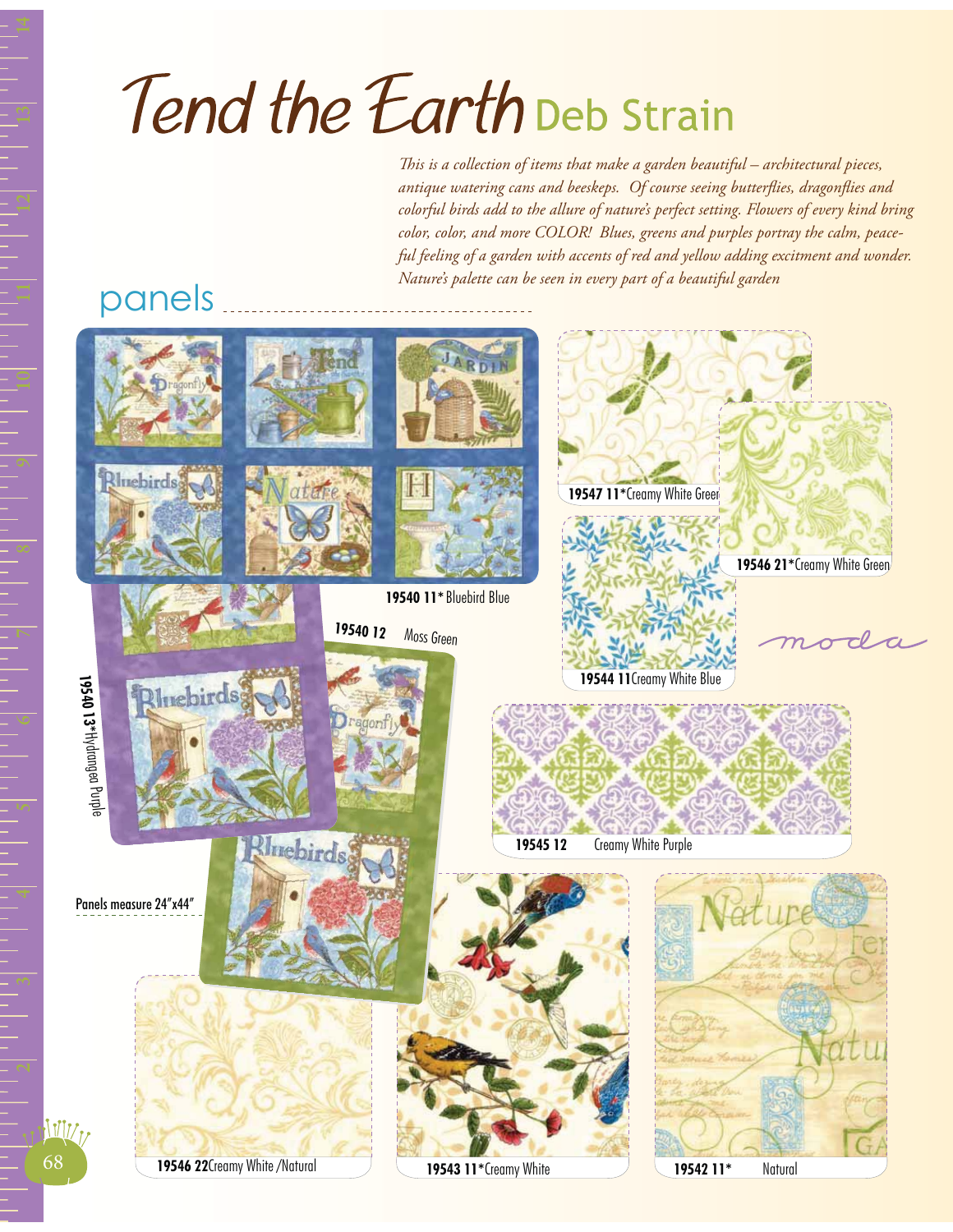# Tend the Earth Deb Strain

*This is a collection of items that make a garden beautiful – architectural pieces, antique watering cans and beeskeps. Of course seeing butterflies, dragonflies and colorful birds add to the allure of nature's perfect setting. Flowers of every kind bring color, color, and more COLOR! Blues, greens and purples portray the calm, peaceful feeling of a garden with accents of red and yellow adding excitment and wonder. Nature's palette can be seen in every part of a beautiful garden*

## panels

**19540 11*** Bluebird Blue

**19540 12** Moss Green

**19540 13*** Hydrangea Purple

Panels measure 24"x44"

**19547 11*** Creamy White Green

**19546 21*** Creamy White Green

**19544 11** Creamy White Blue

moda

**19545 12** Creamy White Purple

**19546 22** Creamy White /Natural

**19543 11*** Creamy White

**19542 11*** Natural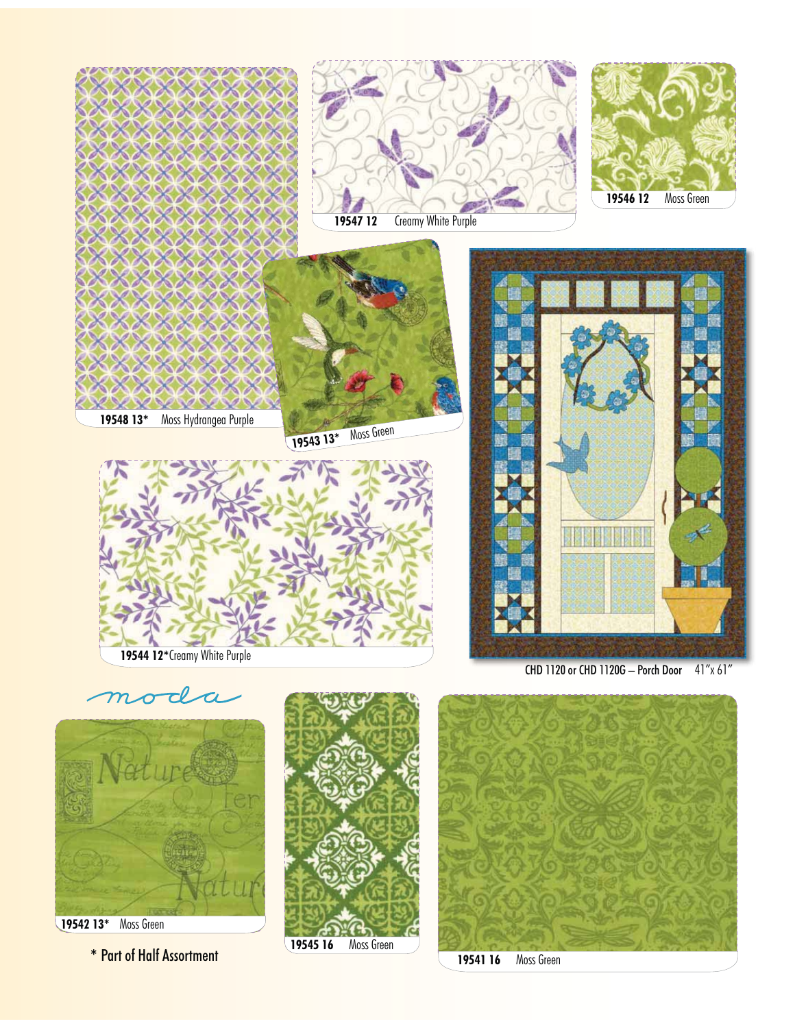**19547 12** Creamy White Purple

**19546 12** Moss Green

**19548 13*** Moss Hydrangea Purple

**19543 13*** Moss Green

**19544 12***Creamy White Purple

CHD 1120 or CHD 1120G – Porch Door 41″x 61″

moda

**19542 13*** Moss Green

**19545 16** Moss Green

**19541 16** Moss Green

* Part of Half Assortment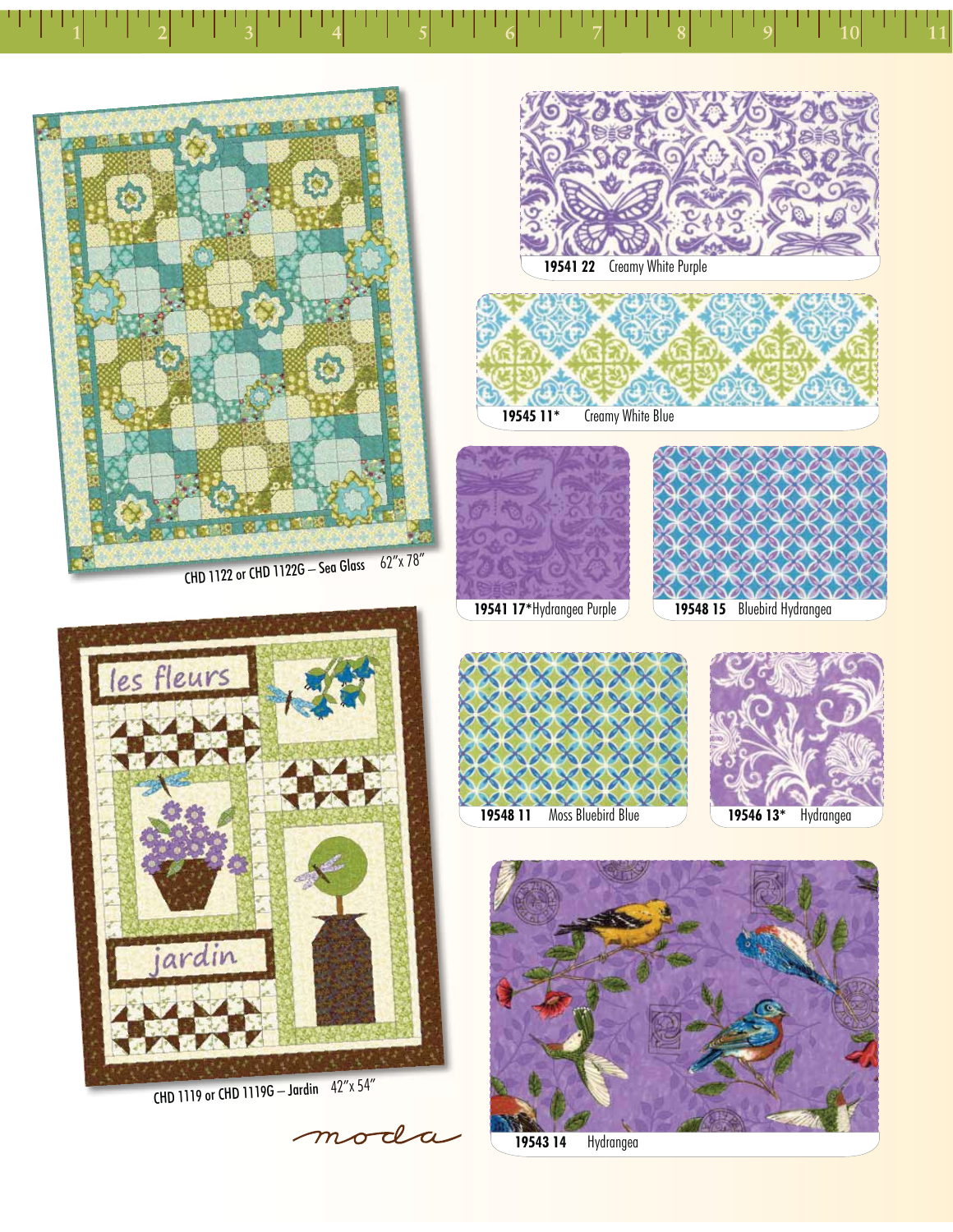CHD 1122 or CHD 1122G – Sea Glass 62"x 78"

CHD 1119 or CHD 1119G – Jardin 42"x 54"

moda

**19541 22** Creamy White Purple

**19545 11*** Creamy White Blue

**19541 17***Hydrangea Purple

**19548 15** Bluebird Hydrangea

**19548 11** Moss Bluebird Blue

**19546 13*** Hydrangea

**19543 14** Hydrangea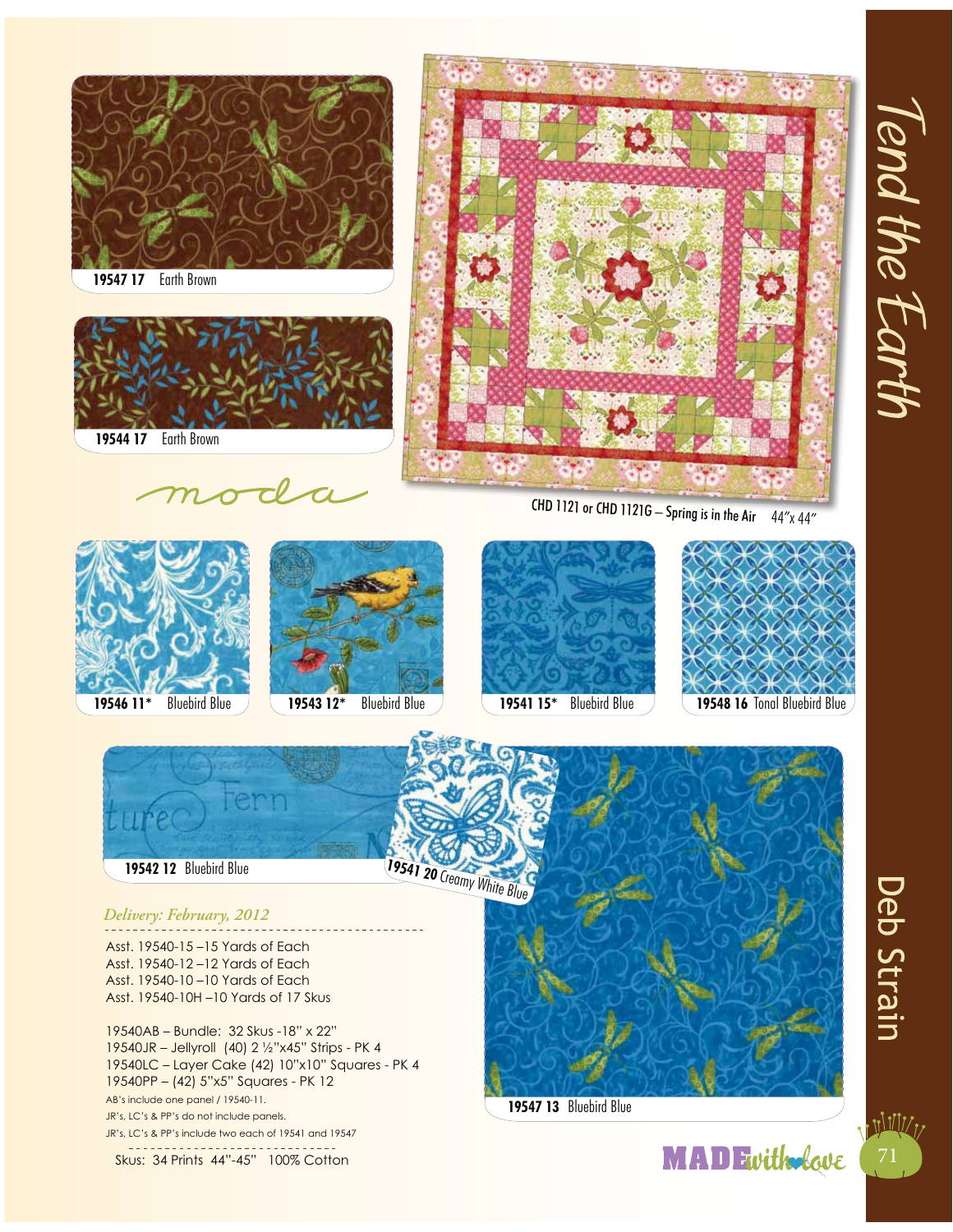# Tend the Earth

## Deb Strain

moda

19547 17 Earth Brown

19544 17 Earth Brown

CHD 1121 or CHD 1121G – Spring is in the Air 44"x 44"

19546 11* Bluebird Blue

19543 12* Bluebird Blue

19541 15* Bluebird Blue

19548 16 Tonal Bluebird Blue

19542 12 Bluebird Blue

19541 20 Creamy White Blue

19547 13 Bluebird Blue

*Delivery: February, 2012*

Asst. 19540-15 –15 Yards of Each
Asst. 19540-12 –12 Yards of Each
Asst. 19540-10 –10 Yards of Each
Asst. 19540-10H –10 Yards of 17 Skus

19540AB – Bundle: 32 Skus -18" x 22"
19540JR – Jellyroll (40) 2 ½"x45" Strips - PK 4
19540LC – Layer Cake (42) 10"x10" Squares - PK 4
19540PP – (42) 5"x5" Squares - PK 12
AB's include one panel / 19540-11.
JR's, LC's & PP's do not include panels.
JR's, LC's & PP's include two each of 19541 and 19547

Skus: 34 Prints 44"-45" 100% Cotton

MADE with love